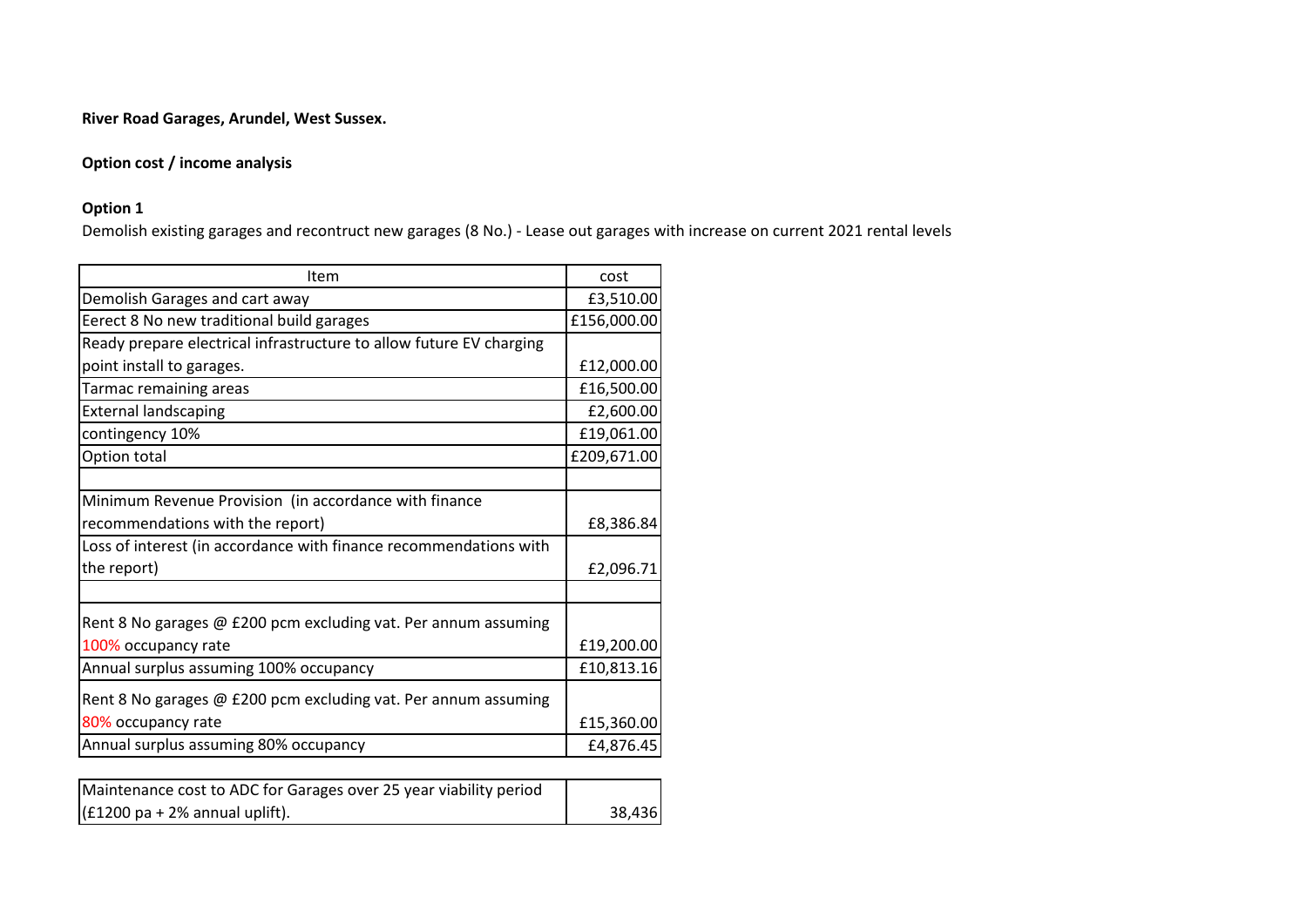**River Road Garages, Arundel, West Sussex.**

**Option cost / income analysis**

**Option 1**

Demolish existing garages and recontruct new garages (8 No.) - Lease out garages with increase on current 2021 rental levels

| Item | cost |
|---|---|
| Demolish Garages and cart away | £3,510.00 |
| Eerect 8 No new traditional build garages | £156,000.00 |
| Ready prepare electrical infrastructure to allow future EV charging point install to garages. | £12,000.00 |
| Tarmac remaining areas | £16,500.00 |
| External landscaping | £2,600.00 |
| contingency 10% | £19,061.00 |
| Option total | £209,671.00 |
| | |
| Minimum Revenue Provision (in accordance with finance recommendations with the report) | £8,386.84 |
| Loss of interest (in accordance with finance recommendations with the report) | £2,096.71 |
| | |
| Rent 8 No garages @ £200 pcm excluding vat. Per annum assuming 100% occupancy rate | £19,200.00 |
| Annual surplus assuming 100% occupancy | £10,813.16 |
| Rent 8 No garages @ £200 pcm excluding vat. Per annum assuming 80% occupancy rate | £15,360.00 |
| Annual surplus assuming 80% occupancy | £4,876.45 |

| | |
|---|---|
| Maintenance cost to ADC for Garages over 25 year viability period (£1200 pa + 2% annual uplift). | 38,436 |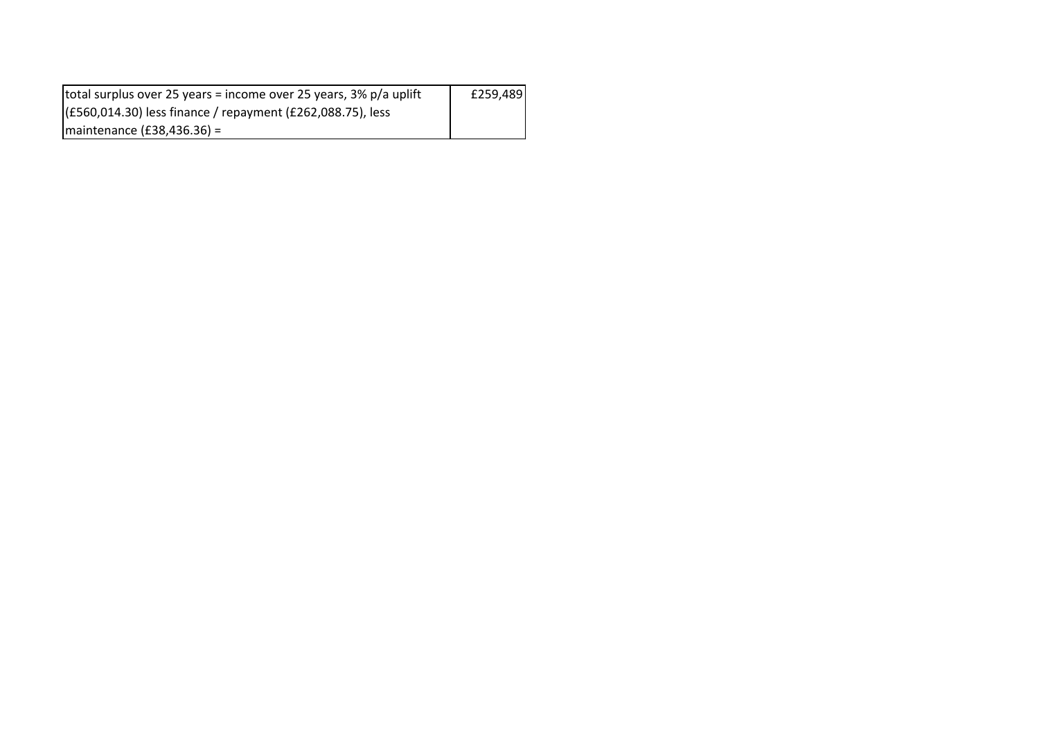| total surplus over 25 years = income over 25 years, 3% p/a uplift (£560,014.30) less finance / repayment (£262,088.75), less maintenance (£38,436.36) = | £259,489 |
|---|---|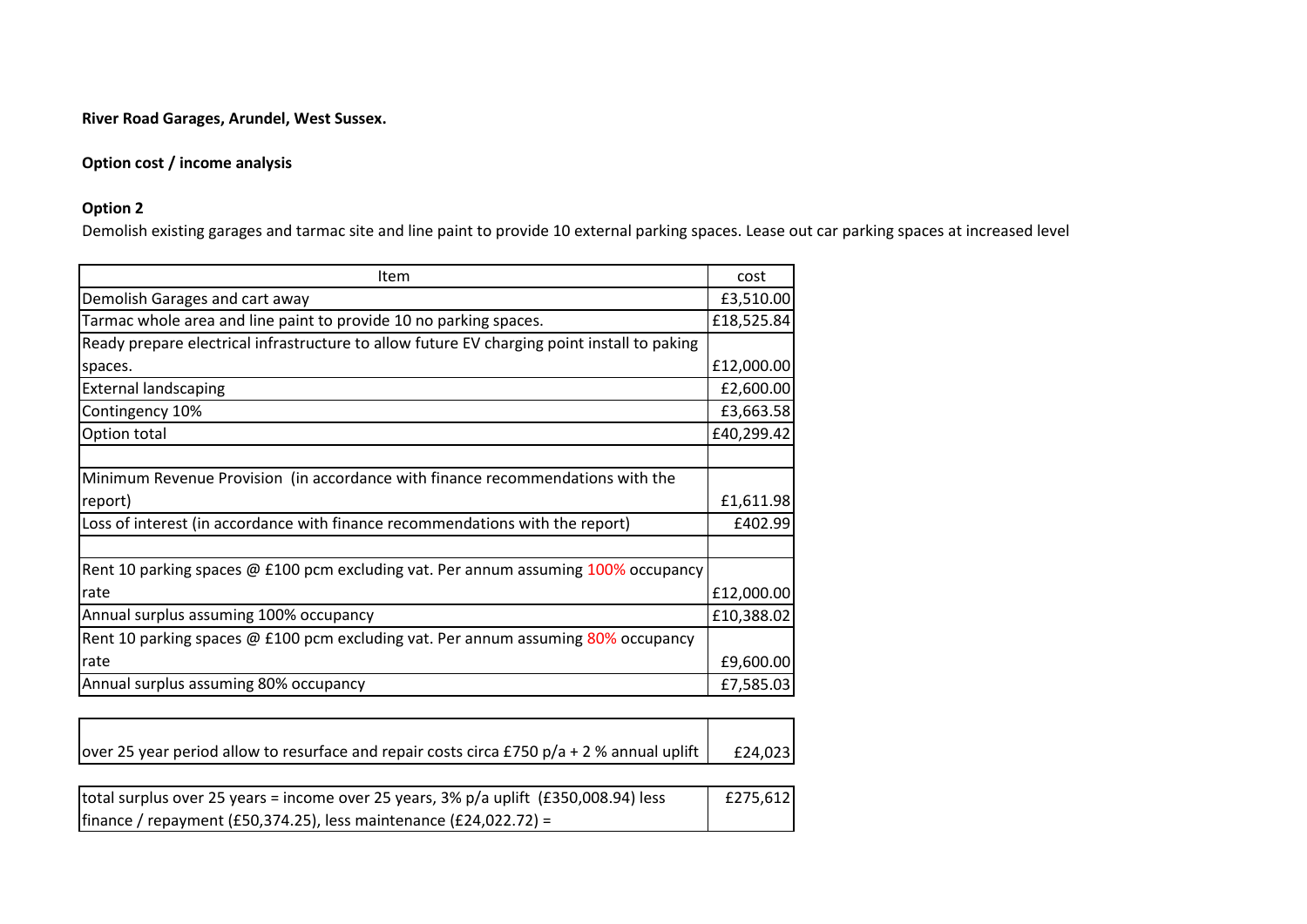**River Road Garages, Arundel, West Sussex.**

**Option cost / income analysis**

**Option 2**

Demolish existing garages and tarmac site and line paint to provide 10 external parking spaces. Lease out car parking spaces at increased level

| Item | cost |
|---|---|
| Demolish Garages and cart away | £3,510.00 |
| Tarmac whole area and line paint to provide 10 no parking spaces. | £18,525.84 |
| Ready prepare electrical infrastructure to allow future EV charging point install to paking spaces. | £12,000.00 |
| External landscaping | £2,600.00 |
| Contingency 10% | £3,663.58 |
| Option total | £40,299.42 |
| | |
| Minimum Revenue Provision (in accordance with finance recommendations with the report) | £1,611.98 |
| Loss of interest (in accordance with finance recommendations with the report) | £402.99 |
| | |
| Rent 10 parking spaces @ £100 pcm excluding vat. Per annum assuming 100% occupancy rate | £12,000.00 |
| Annual surplus assuming 100% occupancy | £10,388.02 |
| Rent 10 parking spaces @ £100 pcm excluding vat. Per annum assuming 80% occupancy rate | £9,600.00 |
| Annual surplus assuming 80% occupancy | £7,585.03 |

| | |
|---|---|
| over 25 year period allow to resurface and repair costs circa £750 p/a + 2 % annual uplift | £24,023 |

| | |
|---|---|
| total surplus over 25 years = income over 25 years, 3% p/a uplift (£350,008.94) less finance / repayment (£50,374.25), less maintenance (£24,022.72) = | £275,612 |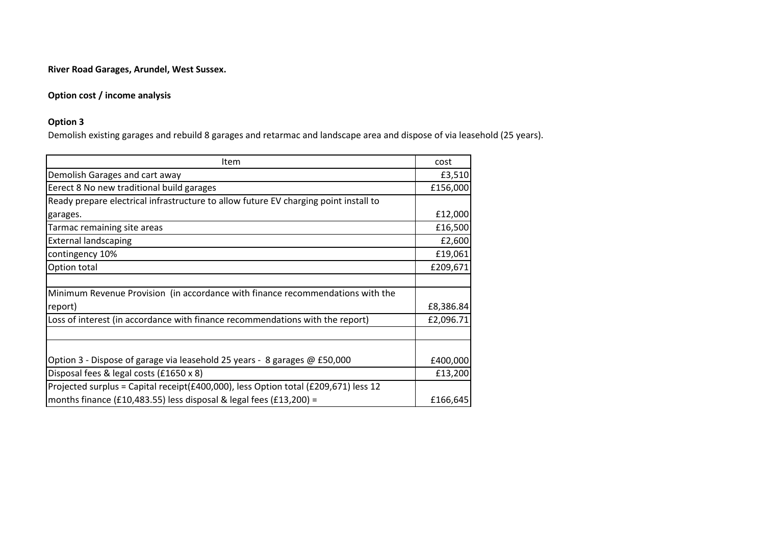**River Road Garages, Arundel, West Sussex.**

**Option cost / income analysis**

**Option 3**

Demolish existing garages and rebuild 8 garages and retarmac and landscape area and dispose of via leasehold (25 years).

| Item | cost |
|---|---|
| Demolish Garages and cart away | £3,510 |
| Eerect 8 No new traditional build garages | £156,000 |
| Ready prepare electrical infrastructure to allow future EV charging point install to garages. | £12,000 |
| Tarmac remaining site areas | £16,500 |
| External landscaping | £2,600 |
| contingency 10% | £19,061 |
| Option total | £209,671 |
| | |
| Minimum Revenue Provision (in accordance with finance recommendations with the report) | £8,386.84 |
| Loss of interest (in accordance with finance recommendations with the report) | £2,096.71 |
| | |
| Option 3 - Dispose of garage via leasehold 25 years - 8 garages @ £50,000 | £400,000 |
| Disposal fees & legal costs (£1650 x 8) | £13,200 |
| Projected surplus = Capital receipt(£400,000), less Option total (£209,671) less 12 months finance (£10,483.55) less disposal & legal fees (£13,200) = | £166,645 |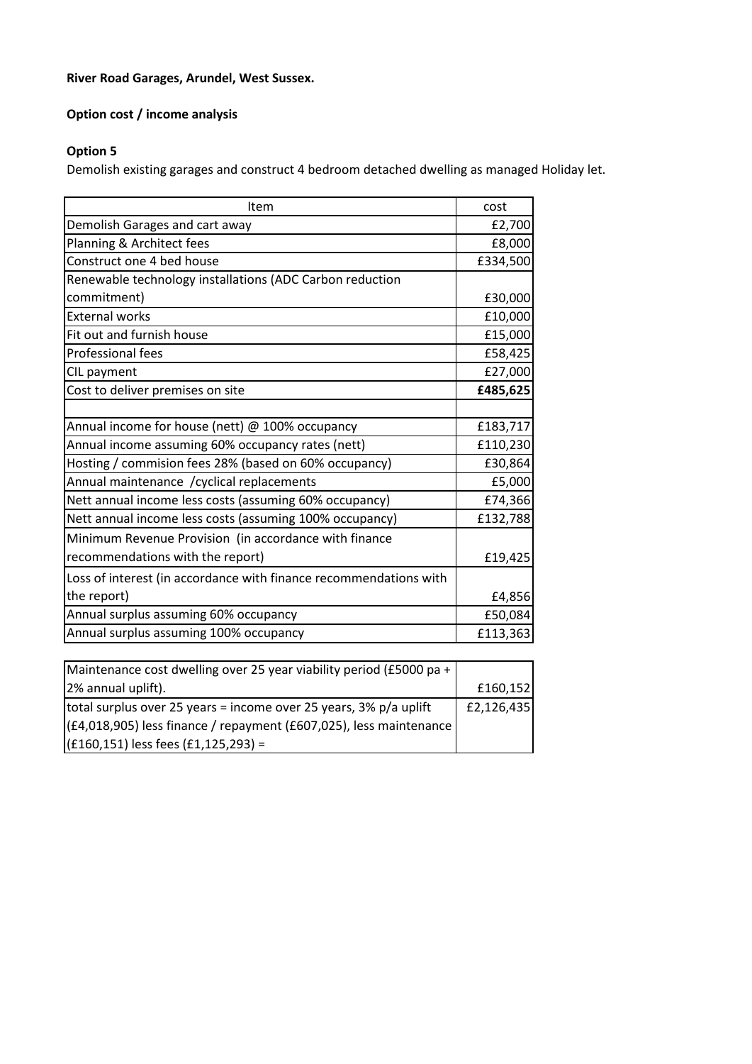**River Road Garages, Arundel, West Sussex.**

**Option cost / income analysis**

**Option 5**

Demolish existing garages and construct 4 bedroom detached dwelling as managed Holiday let.

| Item | cost |
|---|---|
| Demolish Garages and cart away | £2,700 |
| Planning & Architect fees | £8,000 |
| Construct one 4 bed house | £334,500 |
| Renewable technology installations (ADC Carbon reduction commitment) | £30,000 |
| External works | £10,000 |
| Fit out and furnish house | £15,000 |
| Professional fees | £58,425 |
| CIL payment | £27,000 |
| Cost to deliver premises on site | **£485,625** |
| | |
| Annual income for house (nett) @ 100% occupancy | £183,717 |
| Annual income assuming 60% occupancy rates (nett) | £110,230 |
| Hosting / commision fees 28% (based on 60% occupancy) | £30,864 |
| Annual maintenance /cyclical replacements | £5,000 |
| Nett annual income less costs (assuming 60% occupancy) | £74,366 |
| Nett annual income less costs (assuming 100% occupancy) | £132,788 |
| Minimum Revenue Provision (in accordance with finance recommendations with the report) | £19,425 |
| Loss of interest (in accordance with finance recommendations with the report) | £4,856 |
| Annual surplus assuming 60% occupancy | £50,084 |
| Annual surplus assuming 100% occupancy | £113,363 |

| | |
|---|---|
| Maintenance cost dwelling over 25 year viability period (£5000 pa + 2% annual uplift). | £160,152 |
| total surplus over 25 years = income over 25 years, 3% p/a uplift (£4,018,905) less finance / repayment (£607,025), less maintenance (£160,151) less fees (£1,125,293) = | £2,126,435 |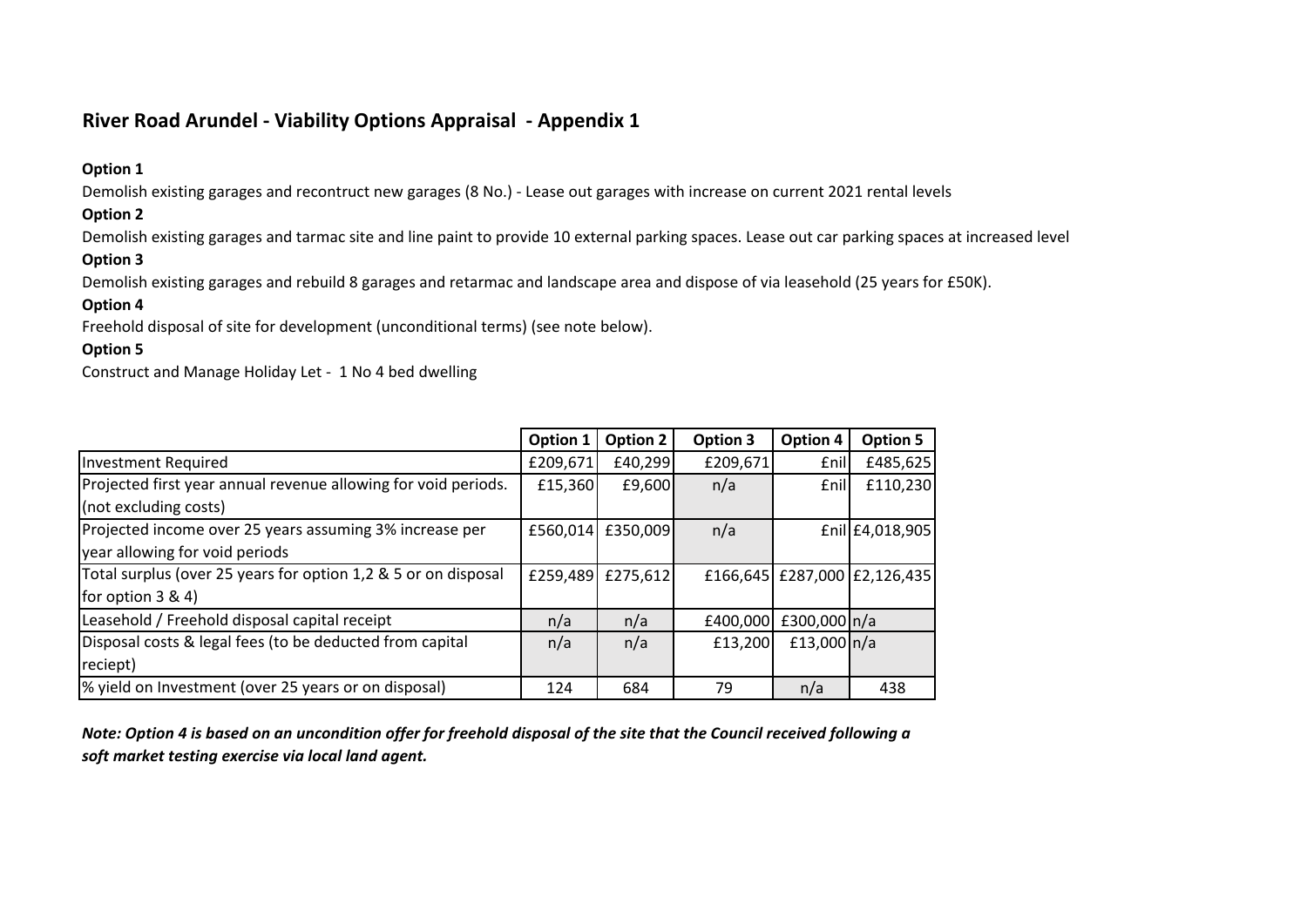## River Road Arundel - Viability Options Appraisal - Appendix 1

**Option 1**

Demolish existing garages and recontruct new garages (8 No.) - Lease out garages with increase on current 2021 rental levels

**Option 2**

Demolish existing garages and tarmac site and line paint to provide 10 external parking spaces. Lease out car parking spaces at increased level

**Option 3**

Demolish existing garages and rebuild 8 garages and retarmac and landscape area and dispose of via leasehold (25 years for £50K).

**Option 4**

Freehold disposal of site for development (unconditional terms) (see note below).

**Option 5**

Construct and Manage Holiday Let - 1 No 4 bed dwelling

| | Option 1 | Option 2 | Option 3 | Option 4 | Option 5 |
|---|---|---|---|---|---|
| Investment Required | £209,671 | £40,299 | £209,671 | £nil | £485,625 |
| Projected first year annual revenue allowing for void periods. (not excluding costs) | £15,360 | £9,600 | n/a | £nil | £110,230 |
| Projected income over 25 years assuming 3% increase per year allowing for void periods | £560,014 | £350,009 | n/a | £nil | £4,018,905 |
| Total surplus (over 25 years for option 1,2 & 5 or on disposal for option 3 & 4) | £259,489 | £275,612 | £166,645 | £287,000 | £2,126,435 |
| Leasehold / Freehold disposal capital receipt | n/a | n/a | £400,000 | £300,000 | n/a |
| Disposal costs & legal fees (to be deducted from capital reciept) | n/a | n/a | £13,200 | £13,000 | n/a |
| % yield on Investment (over 25 years or on disposal) | 124 | 684 | 79 | n/a | 438 |

***Note: Option 4 is based on an uncondition offer for freehold disposal of the site that the Council received following a soft market testing exercise via local land agent.***